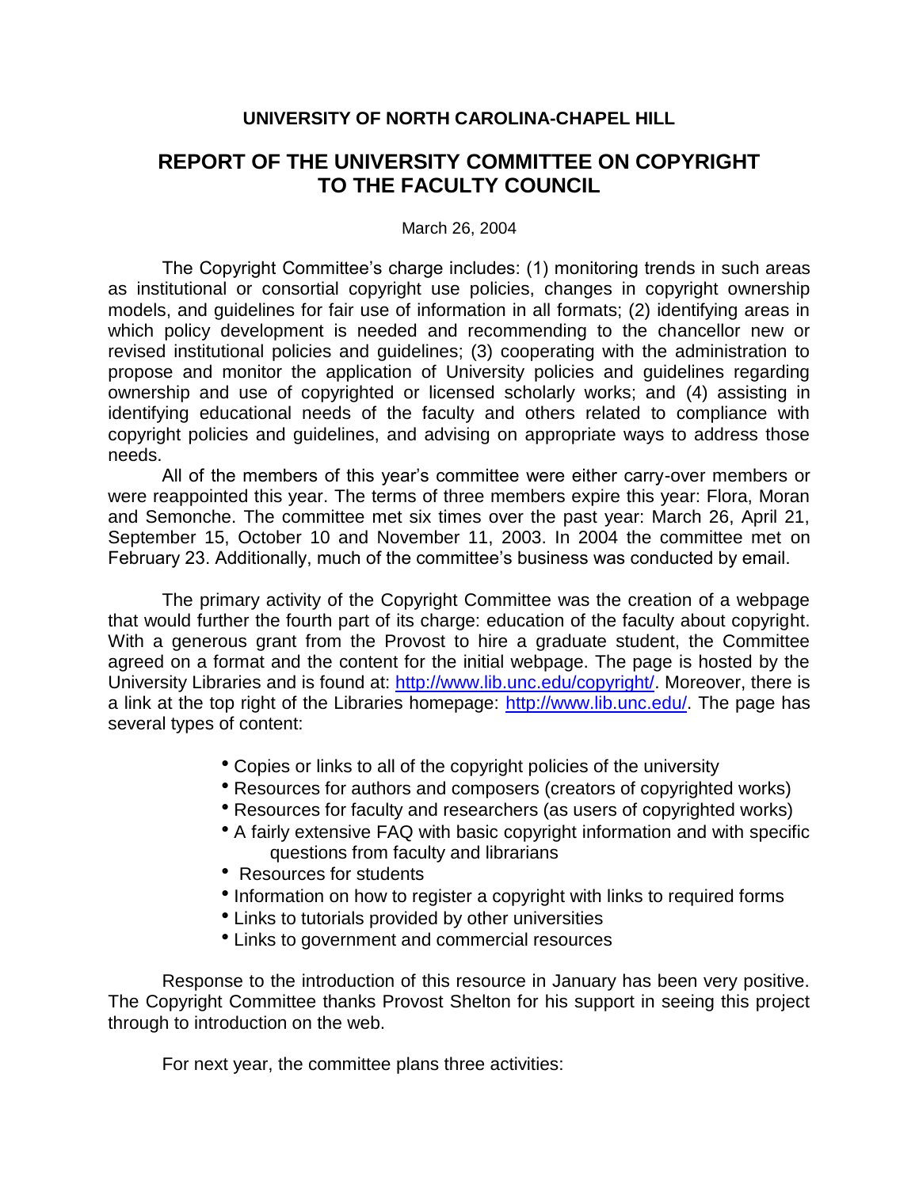**UNIVERSITY OF NORTH CAROLINA-CHAPEL HILL**

# REPORT OF THE UNIVERSITY COMMITTEE ON COPYRIGHT TO THE FACULTY COUNCIL

March 26, 2004

The Copyright Committee's charge includes: (1) monitoring trends in such areas as institutional or consortial copyright use policies, changes in copyright ownership models, and guidelines for fair use of information in all formats; (2) identifying areas in which policy development is needed and recommending to the chancellor new or revised institutional policies and guidelines; (3) cooperating with the administration to propose and monitor the application of University policies and guidelines regarding ownership and use of copyrighted or licensed scholarly works; and (4) assisting in identifying educational needs of the faculty and others related to compliance with copyright policies and guidelines, and advising on appropriate ways to address those needs.

All of the members of this year's committee were either carry-over members or were reappointed this year. The terms of three members expire this year: Flora, Moran and Semonche. The committee met six times over the past year: March 26, April 21, September 15, October 10 and November 11, 2003. In 2004 the committee met on February 23. Additionally, much of the committee's business was conducted by email.

The primary activity of the Copyright Committee was the creation of a webpage that would further the fourth part of its charge: education of the faculty about copyright. With a generous grant from the Provost to hire a graduate student, the Committee agreed on a format and the content for the initial webpage. The page is hosted by the University Libraries and is found at: http://www.lib.unc.edu/copyright/. Moreover, there is a link at the top right of the Libraries homepage: http://www.lib.unc.edu/. The page has several types of content:

- Copies or links to all of the copyright policies of the university
- Resources for authors and composers (creators of copyrighted works)
- Resources for faculty and researchers (as users of copyrighted works)
- A fairly extensive FAQ with basic copyright information and with specific questions from faculty and librarians
- Resources for students
- Information on how to register a copyright with links to required forms
- Links to tutorials provided by other universities
- Links to government and commercial resources

Response to the introduction of this resource in January has been very positive. The Copyright Committee thanks Provost Shelton for his support in seeing this project through to introduction on the web.

For next year, the committee plans three activities: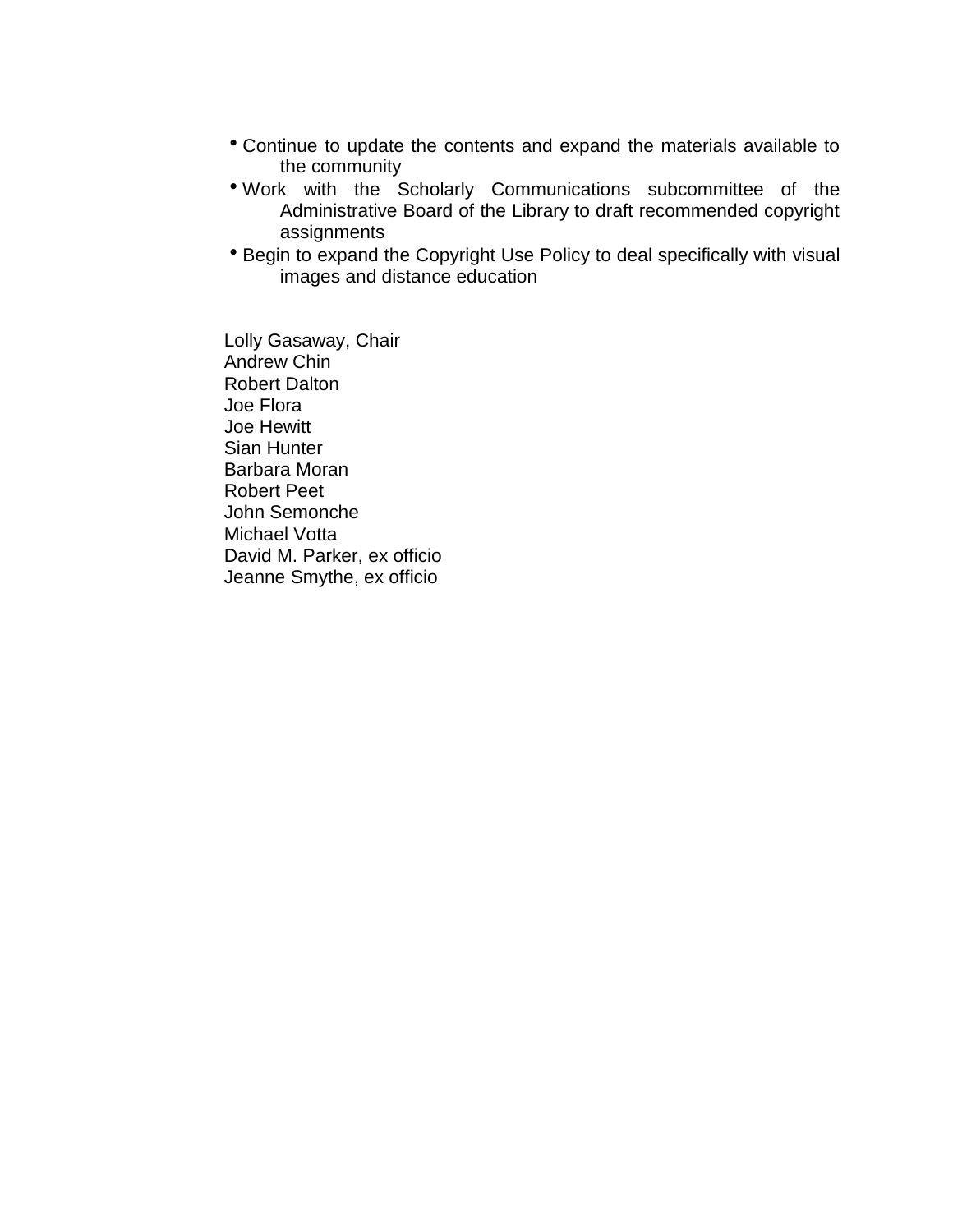- Continue to update the contents and expand the materials available to the community
- Work with the Scholarly Communications subcommittee of the Administrative Board of the Library to draft recommended copyright assignments
- Begin to expand the Copyright Use Policy to deal specifically with visual images and distance education

Lolly Gasaway, Chair
Andrew Chin
Robert Dalton
Joe Flora
Joe Hewitt
Sian Hunter
Barbara Moran
Robert Peet
John Semonche
Michael Votta
David M. Parker, ex officio
Jeanne Smythe, ex officio